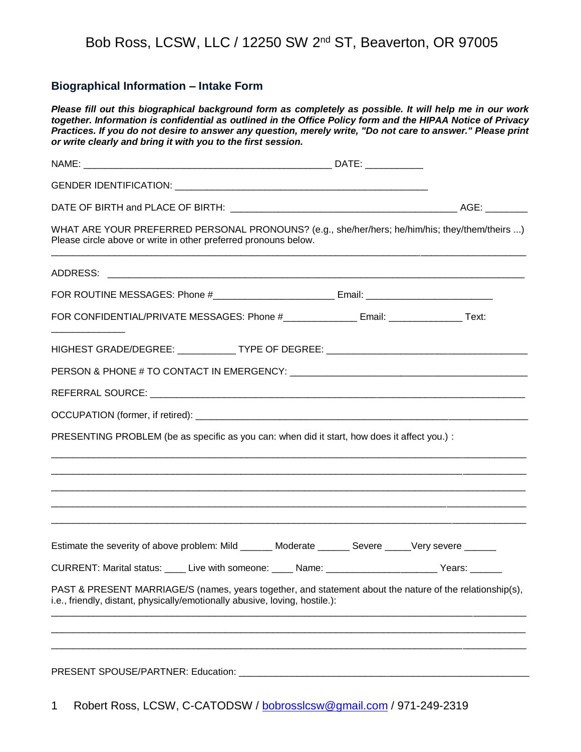# Bob Ross, LCSW, LLC / 12250 SW 2nd ST, Beaverton, OR 97005

## Biographical Information – Intake Form

***Please fill out this biographical background form as completely as possible. It will help me in our work together. Information is confidential as outlined in the Office Policy form and the HIPAA Notice of Privacy Practices. If you do not desire to answer any question, merely write, "Do not care to answer." Please print or write clearly and bring it with you to the first session.***

NAME: _______________________________________________ DATE: ___________

GENDER IDENTIFICATION: ________________________________________________

DATE OF BIRTH and PLACE OF BIRTH: ___________________________________________ AGE: ________

WHAT ARE YOUR PREFERRED PERSONAL PRONOUNS? (e.g., she/her/hers; he/him/his; they/them/theirs ...) Please circle above or write in other preferred pronouns below.

_____________________________________________________________________________________

ADDRESS: ________________________________________________________________________________

FOR ROUTINE MESSAGES: Phone #______________________ Email: ________________________

FOR CONFIDENTIAL/PRIVATE MESSAGES: Phone #_____________ Email: _____________ Text: _____________

HIGHEST GRADE/DEGREE: ___________ TYPE OF DEGREE: _____________________________________

PERSON & PHONE # TO CONTACT IN EMERGENCY: ___________________________________________

REFERRAL SOURCE: _________________________________________________________________________

OCCUPATION (former, if retired): ____________________________________________________________

PRESENTING PROBLEM (be as specific as you can: when did it start, how does it affect you.) :

_____________________________________________________________________________________

_____________________________________________________________________________________

_____________________________________________________________________________________

_____________________________________________________________________________________

_____________________________________________________________________________________

Estimate the severity of above problem: Mild ______ Moderate ______ Severe _____Very severe ______

CURRENT: Marital status: ____ Live with someone: ____ Name: ____________________ Years: ______

PAST & PRESENT MARRIAGE/S (names, years together, and statement about the nature of the relationship(s), i.e., friendly, distant, physically/emotionally abusive, loving, hostile.):

_____________________________________________________________________________________

_____________________________________________________________________________________

_____________________________________________________________________________________

PRESENT SPOUSE/PARTNER: Education: _______________________________________________________

Robert Ross, LCSW, C-CATODSW / [bobrosslcsw@gmail.com](mailto:bobrosslcsw@gmail.com) / 971-249-2319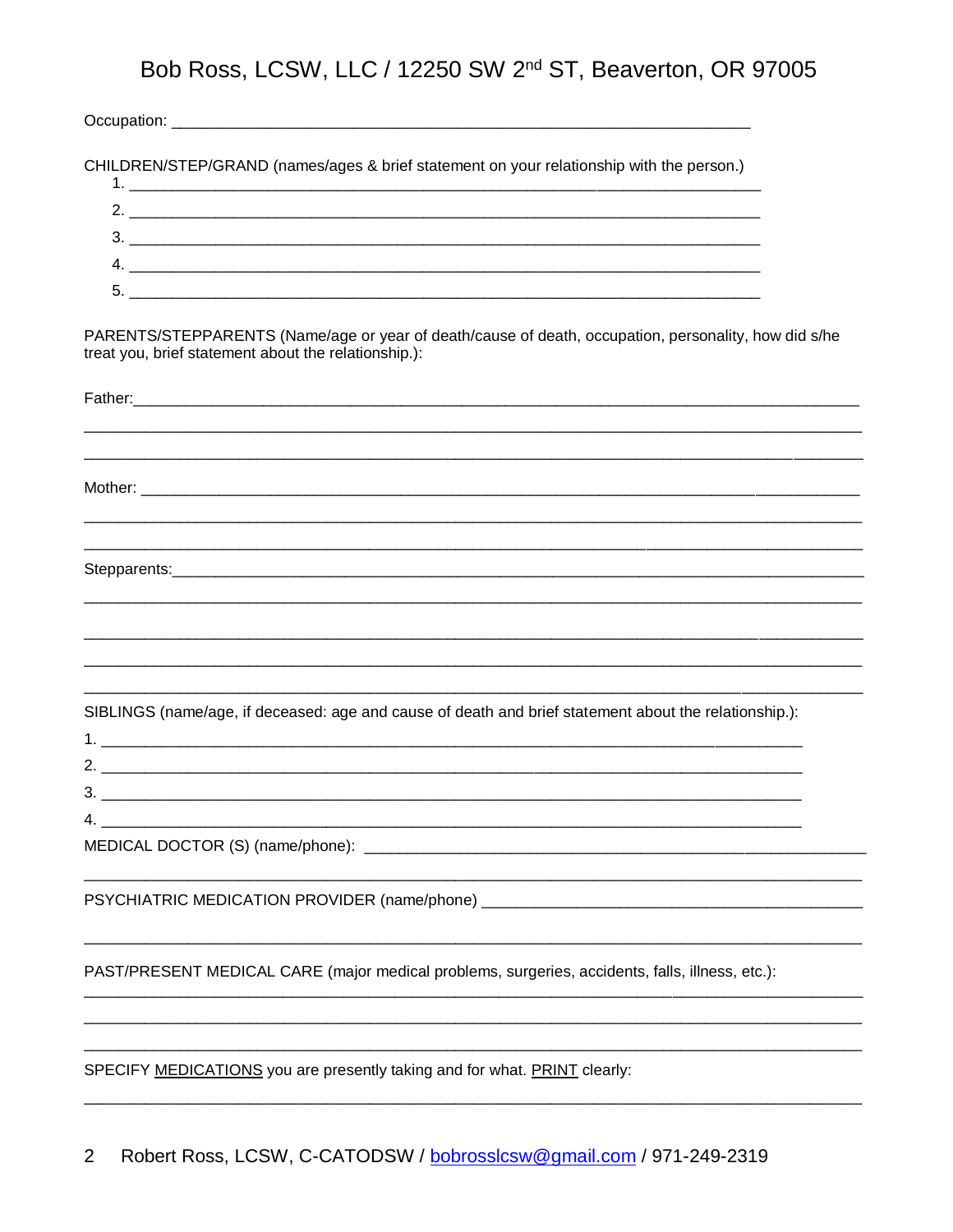# Bob Ross, LCSW, LLC / 12250 SW 2nd ST, Beaverton, OR 97005

Occupation: ______________________________________________________________

CHILDREN/STEP/GRAND (names/ages & brief statement on your relationship with the person.)

1. ______________________________________________________________________
2. ______________________________________________________________________
3. ______________________________________________________________________
4. ______________________________________________________________________
5. ______________________________________________________________________

PARENTS/STEPPARENTS (Name/age or year of death/cause of death, occupation, personality, how did s/he treat you, brief statement about the relationship.):

Father:____________________________________________________________________________

___________________________________________________________________________________

___________________________________________________________________________________

Mother: ___________________________________________________________________________

___________________________________________________________________________________

___________________________________________________________________________________

Stepparents:_______________________________________________________________________

___________________________________________________________________________________

___________________________________________________________________________________

___________________________________________________________________________________

___________________________________________________________________________________

SIBLINGS (name/age, if deceased: age and cause of death and brief statement about the relationship.):

1. ______________________________________________________________________________
2. ______________________________________________________________________________
3. ______________________________________________________________________________
4. ______________________________________________________________________________

MEDICAL DOCTOR (S) (name/phone): _______________________________________________________

___________________________________________________________________________________

PSYCHIATRIC MEDICATION PROVIDER (name/phone) ________________________________________

___________________________________________________________________________________

PAST/PRESENT MEDICAL CARE (major medical problems, surgeries, accidents, falls, illness, etc.):

___________________________________________________________________________________

___________________________________________________________________________________

___________________________________________________________________________________

SPECIFY <u>MEDICATIONS</u> you are presently taking and for what. <u>PRINT</u> clearly:

___________________________________________________________________________________

Robert Ross, LCSW, C-CATODSW / bobrosslcsw@gmail.com / 971-249-2319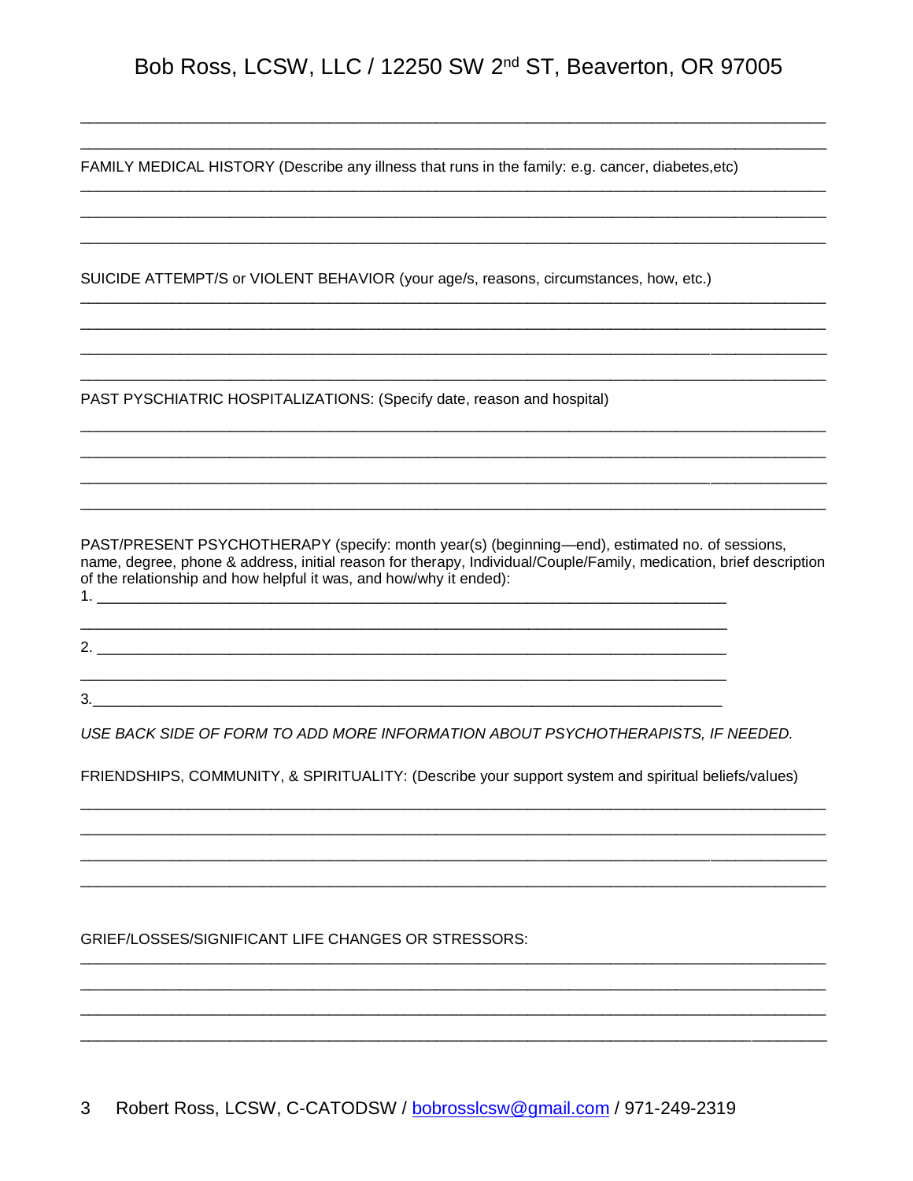FAMILY MEDICAL HISTORY (Describe any illness that runs in the family: e.g. cancer, diabetes,etc)

SUICIDE ATTEMPT/S or VIOLENT BEHAVIOR (your age/s, reasons, circumstances, how, etc.)

PAST PYSCHIATRIC HOSPITALIZATIONS: (Specify date, reason and hospital)

PAST/PRESENT PSYCHOTHERAPY (specify: month year(s) (beginning—end), estimated no. of sessions, name, degree, phone & address, initial reason for therapy, Individual/Couple/Family, medication, brief description of the relationship and how helpful it was, and how/why it ended):

1. ______________________________________________

2. ______________________________________________

3. ______________________________________________

*USE BACK SIDE OF FORM TO ADD MORE INFORMATION ABOUT PSYCHOTHERAPISTS, IF NEEDED.*

FRIENDSHIPS, COMMUNITY, & SPIRITUALITY: (Describe your support system and spiritual beliefs/values)

GRIEF/LOSSES/SIGNIFICANT LIFE CHANGES OR STRESSORS: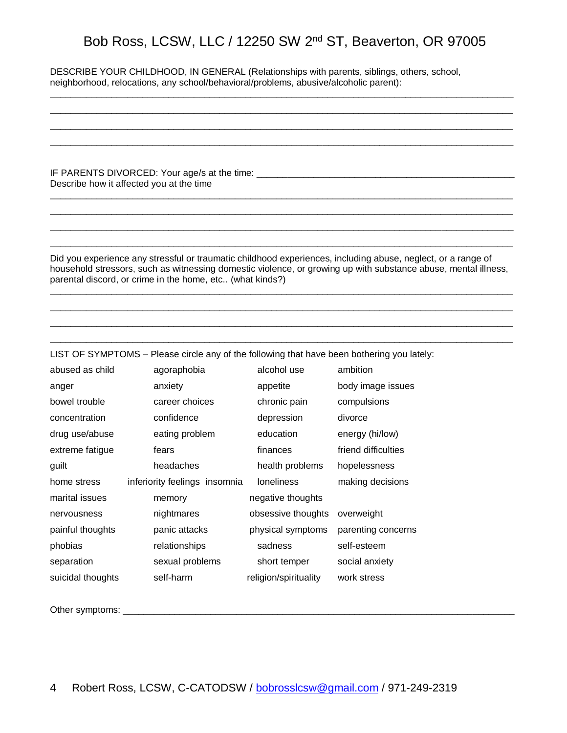DESCRIBE YOUR CHILDHOOD, IN GENERAL (Relationships with parents, siblings, others, school, neighborhood, relocations, any school/behavioral/problems, abusive/alcoholic parent):

________________________________________________________________________________

________________________________________________________________________________

________________________________________________________________________________

________________________________________________________________________________

IF PARENTS DIVORCED: Your age/s at the time: ______________________________________________

Describe how it affected you at the time

________________________________________________________________________________

________________________________________________________________________________

________________________________________________________________________________

________________________________________________________________________________

Did you experience any stressful or traumatic childhood experiences, including abuse, neglect, or a range of household stressors, such as witnessing domestic violence, or growing up with substance abuse, mental illness, parental discord, or crime in the home, etc.. (what kinds?)

________________________________________________________________________________

________________________________________________________________________________

________________________________________________________________________________

________________________________________________________________________________

LIST OF SYMPTOMS – Please circle any of the following that have been bothering you lately:

| abused as child | agoraphobia | alcohol use | ambition |
|---|---|---|---|
| anger | anxiety | appetite | body image issues |
| bowel trouble | career choices | chronic pain | compulsions |
| concentration | confidence | depression | divorce |
| drug use/abuse | eating problem | education | energy (hi/low) |
| extreme fatigue | fears | finances | friend difficulties |
| guilt | headaches | health problems | hopelessness |
| home stress | inferiority feelings insomnia | loneliness | making decisions |
| marital issues | memory | negative thoughts | |
| nervousness | nightmares | obsessive thoughts | overweight |
| painful thoughts | panic attacks | physical symptoms | parenting concerns |
| phobias | relationships | sadness | self-esteem |
| separation | sexual problems | short temper | social anxiety |
| suicidal thoughts | self-harm | religion/spirituality | work stress |

Other symptoms: ________________________________________________________________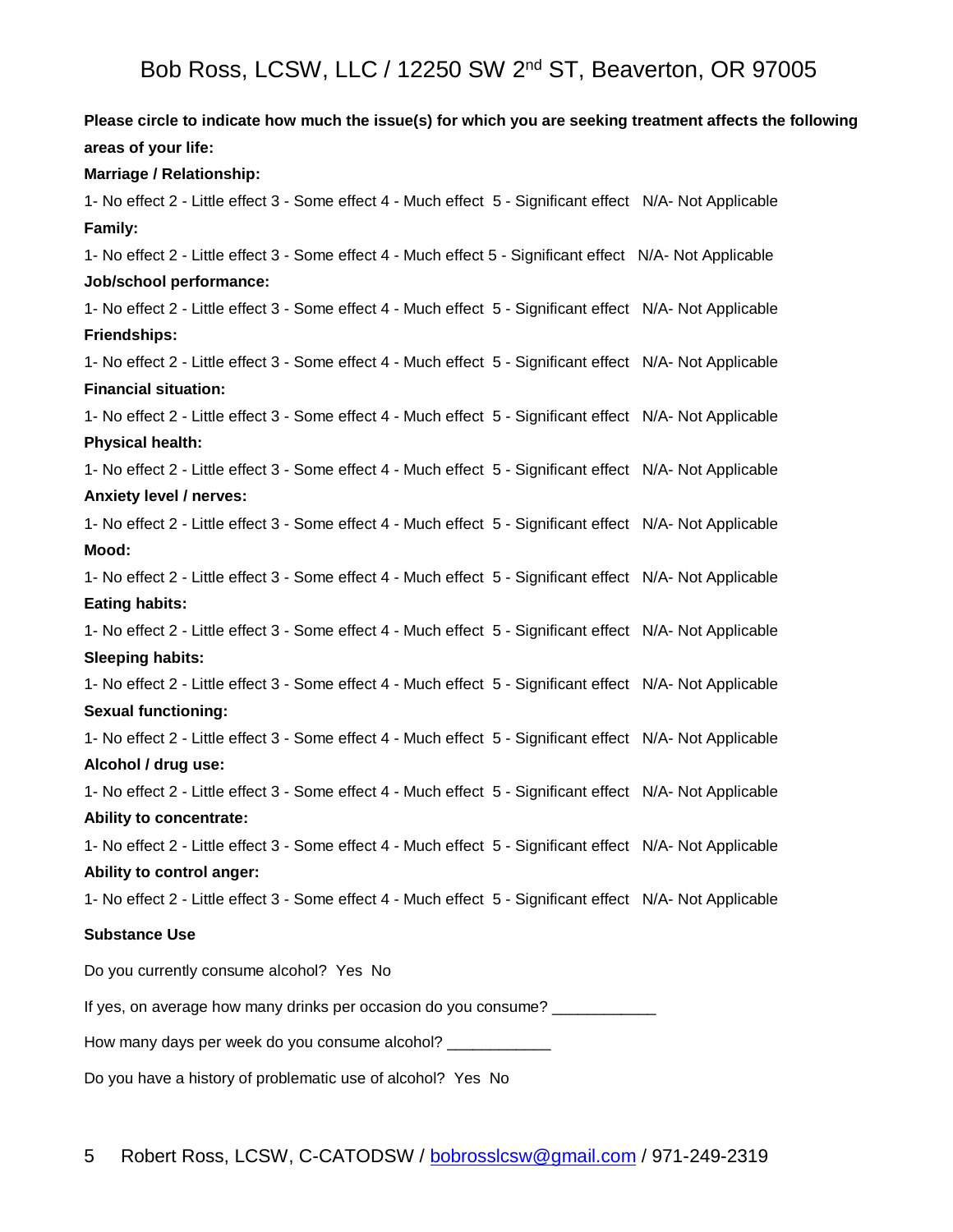**Please circle to indicate how much the issue(s) for which you are seeking treatment affects the following areas of your life:**

**Marriage / Relationship:**

1- No effect 2 - Little effect 3 - Some effect 4 - Much effect 5 - Significant effect N/A- Not Applicable

**Family:**

1- No effect 2 - Little effect 3 - Some effect 4 - Much effect 5 - Significant effect N/A- Not Applicable

**Job/school performance:**

1- No effect 2 - Little effect 3 - Some effect 4 - Much effect 5 - Significant effect N/A- Not Applicable

**Friendships:**

1- No effect 2 - Little effect 3 - Some effect 4 - Much effect 5 - Significant effect N/A- Not Applicable

**Financial situation:**

1- No effect 2 - Little effect 3 - Some effect 4 - Much effect 5 - Significant effect N/A- Not Applicable

**Physical health:**

1- No effect 2 - Little effect 3 - Some effect 4 - Much effect 5 - Significant effect N/A- Not Applicable

**Anxiety level / nerves:**

1- No effect 2 - Little effect 3 - Some effect 4 - Much effect 5 - Significant effect N/A- Not Applicable

**Mood:**

1- No effect 2 - Little effect 3 - Some effect 4 - Much effect 5 - Significant effect N/A- Not Applicable

**Eating habits:**

1- No effect 2 - Little effect 3 - Some effect 4 - Much effect 5 - Significant effect N/A- Not Applicable

**Sleeping habits:**

1- No effect 2 - Little effect 3 - Some effect 4 - Much effect 5 - Significant effect N/A- Not Applicable

**Sexual functioning:**

1- No effect 2 - Little effect 3 - Some effect 4 - Much effect 5 - Significant effect N/A- Not Applicable

**Alcohol / drug use:**

1- No effect 2 - Little effect 3 - Some effect 4 - Much effect 5 - Significant effect N/A- Not Applicable

**Ability to concentrate:**

1- No effect 2 - Little effect 3 - Some effect 4 - Much effect 5 - Significant effect N/A- Not Applicable

**Ability to control anger:**

1- No effect 2 - Little effect 3 - Some effect 4 - Much effect 5 - Significant effect N/A- Not Applicable

**Substance Use**

Do you currently consume alcohol? Yes No

If yes, on average how many drinks per occasion do you consume? ___________

How many days per week do you consume alcohol? ___________

Do you have a history of problematic use of alcohol? Yes No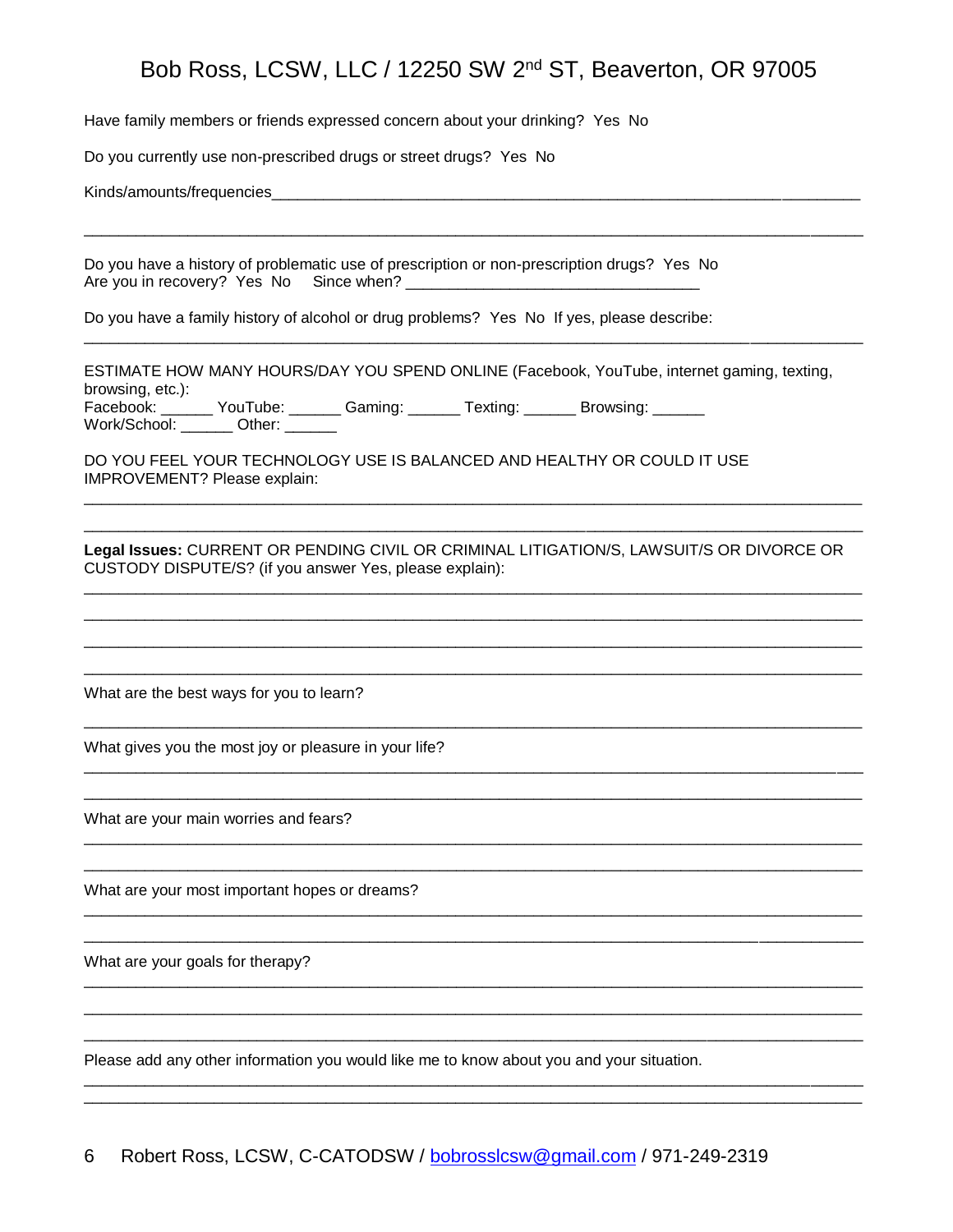Have family members or friends expressed concern about your drinking? Yes No

Do you currently use non-prescribed drugs or street drugs? Yes No

Kinds/amounts/frequencies___________________________________________________________________________

_______________________________________________________________________________________________

Do you have a history of problematic use of prescription or non-prescription drugs? Yes No
Are you in recovery? Yes No Since when? _________________________________

Do you have a family history of alcohol or drug problems? Yes No If yes, please describe:
_______________________________________________________________________________________________

ESTIMATE HOW MANY HOURS/DAY YOU SPEND ONLINE (Facebook, YouTube, internet gaming, texting, browsing, etc.):
Facebook: ______ YouTube: ______ Gaming: ______ Texting: ______ Browsing: ______
Work/School: ______ Other: ______

DO YOU FEEL YOUR TECHNOLOGY USE IS BALANCED AND HEALTHY OR COULD IT USE IMPROVEMENT? Please explain:
_______________________________________________________________________________________________
_______________________________________________________________________________________________

**Legal Issues:** CURRENT OR PENDING CIVIL OR CRIMINAL LITIGATION/S, LAWSUIT/S OR DIVORCE OR CUSTODY DISPUTE/S? (if you answer Yes, please explain):
_______________________________________________________________________________________________
_______________________________________________________________________________________________
_______________________________________________________________________________________________
_______________________________________________________________________________________________

What are the best ways for you to learn?
_______________________________________________________________________________________________

What gives you the most joy or pleasure in your life?
_______________________________________________________________________________________________
_______________________________________________________________________________________________

What are your main worries and fears?
_______________________________________________________________________________________________
_______________________________________________________________________________________________

What are your most important hopes or dreams?
_______________________________________________________________________________________________
_______________________________________________________________________________________________

What are your goals for therapy?
_______________________________________________________________________________________________
_______________________________________________________________________________________________
_______________________________________________________________________________________________

Please add any other information you would like me to know about you and your situation.
_______________________________________________________________________________________________
_______________________________________________________________________________________________